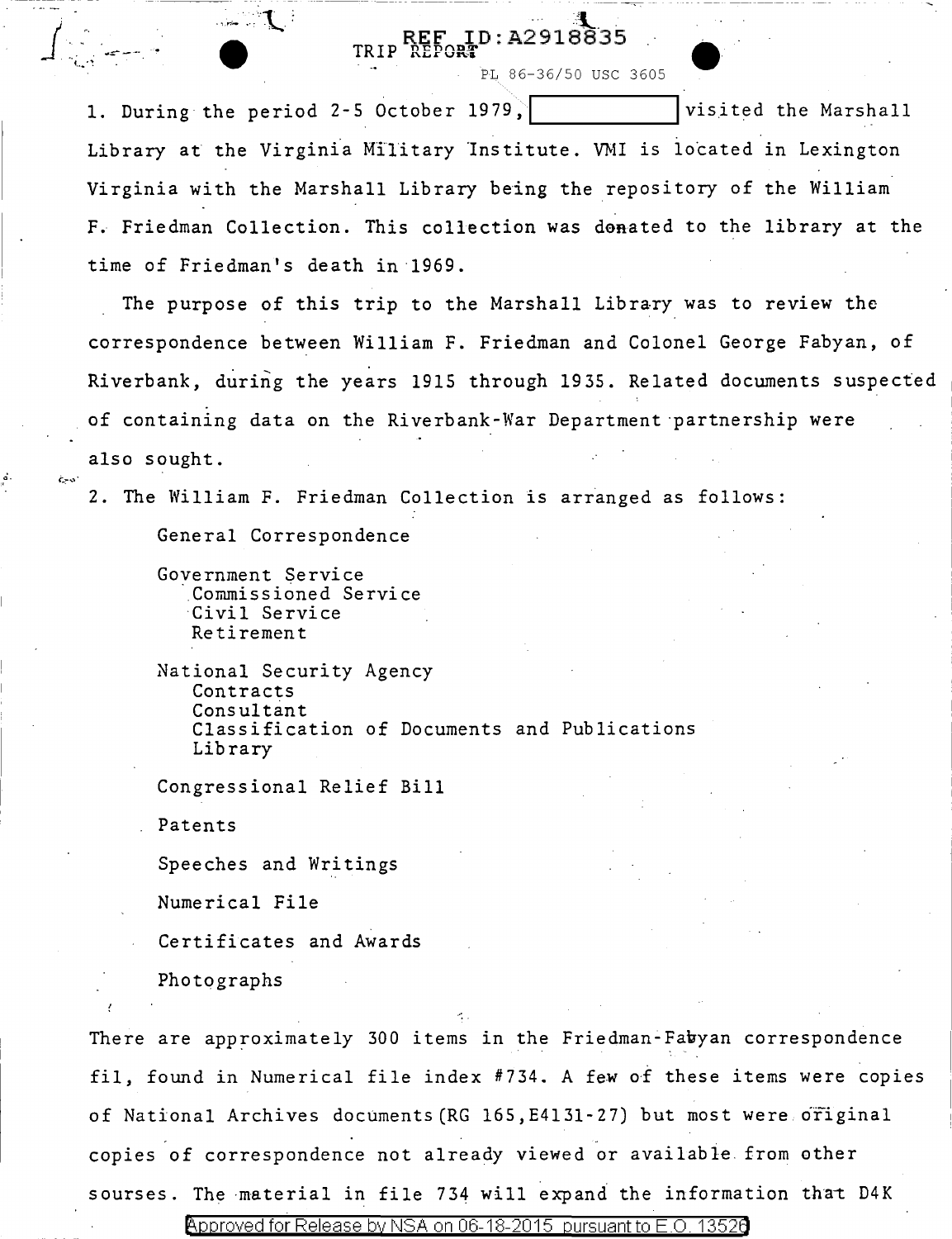REF ID:A2918835

TRIP REPORT

PL 86-36/50 USC 3605

1. During the period 2-5 October 1979, [          ] visited the Marshall Library at the Virginia Military Institute. VMI is located in Lexington Virginia with the Marshall Library being the repository of the William F. Friedman Collection. This collection was donated to the library at the time of Friedman's death in 1969.

The purpose of this trip to the Marshall Library was to review the correspondence between William F. Friedman and Colonel George Fabyan, of Riverbank, during the years 1915 through 1935. Related documents suspected of containing data on the Riverbank-War Department partnership were also sought.

2. The William F. Friedman Collection is arranged as follows:

General Correspondence

Government Service
   Commissioned Service
   Civil Service
   Retirement

National Security Agency
   Contracts
   Consultant
   Classification of Documents and Publications
   Library

Congressional Relief Bill

Patents

Speeches and Writings

Numerical File

Certificates and Awards

Photographs

There are approximately 300 items in the Friedman-Fabyan correspondence fil, found in Numerical file index #734. A few of these items were copies of National Archives documents (RG 165,E4131-27) but most were original copies of correspondence not already viewed or available from other sourses. The material in file 734 will expand the information that D4K

Approved for Release by NSA on 06-18-2015 pursuant to E.O. 13526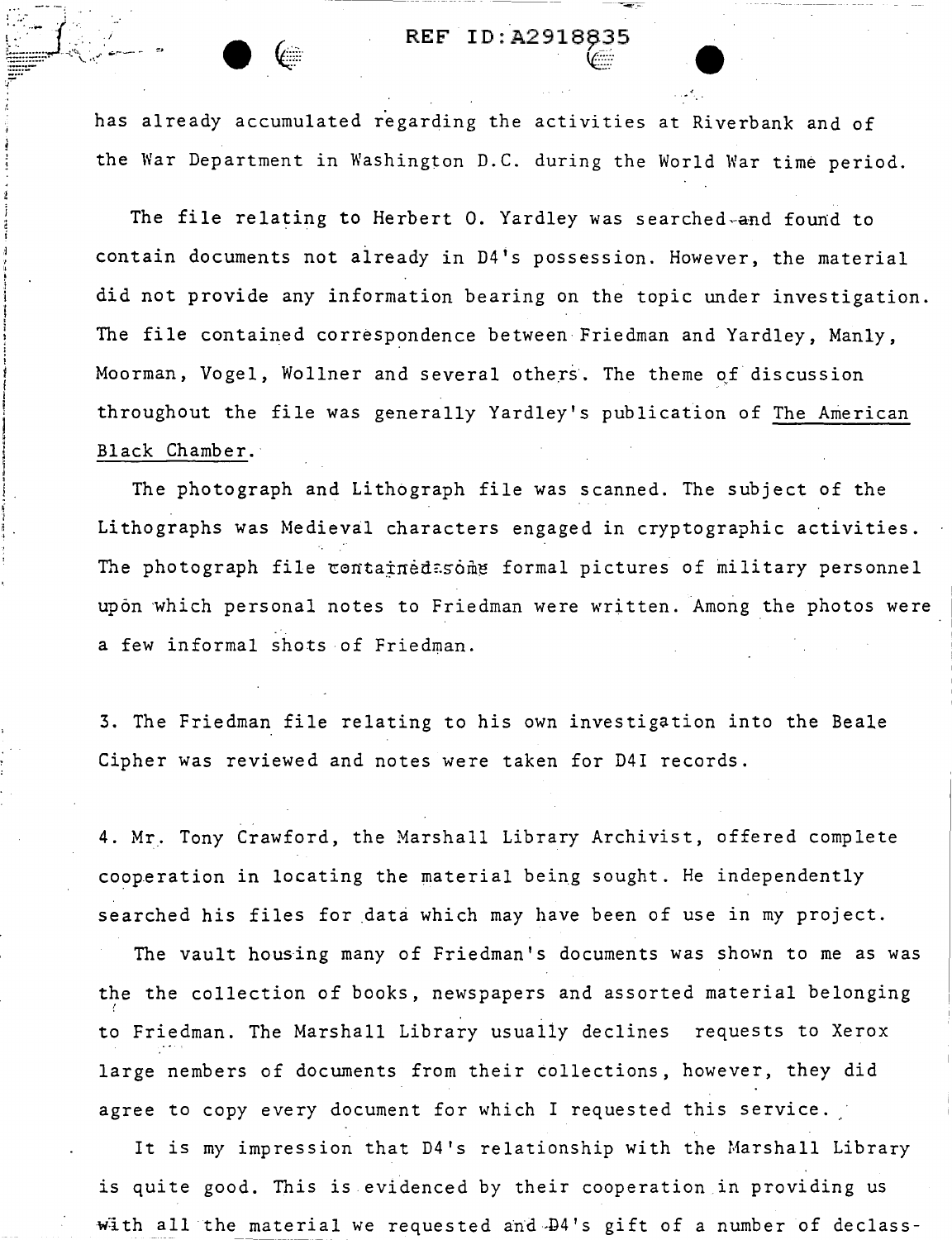has already accumulated regarding the activities at Riverbank and of the War Department in Washington D.C. during the World War time period.

The file relating to Herbert O. Yardley was searched and found to contain documents not already in D4's possession. However, the material did not provide any information bearing on the topic under investigation. The file contained correspondence between Friedman and Yardley, Manly, Moorman, Vogel, Wollner and several others. The theme of discussion throughout the file was generally Yardley's publication of The American Black Chamber.

The photograph and Lithograph file was scanned. The subject of the Lithographs was Medieval characters engaged in cryptographic activities. The photograph file contained some formal pictures of military personnel upon which personal notes to Friedman were written. Among the photos were a few informal shots of Friedman.

3. The Friedman file relating to his own investigation into the Beale Cipher was reviewed and notes were taken for D4I records.

4. Mr. Tony Crawford, the Marshall Library Archivist, offered complete cooperation in locating the material being sought. He independently searched his files for data which may have been of use in my project.

The vault housing many of Friedman's documents was shown to me as was the the collection of books, newspapers and assorted material belonging to Friedman. The Marshall Library usually declines requests to Xerox large nembers of documents from their collections, however, they did agree to copy every document for which I requested this service.

It is my impression that D4's relationship with the Marshall Library is quite good. This is evidenced by their cooperation in providing us with all the material we requested and D4's gift of a number of declass-